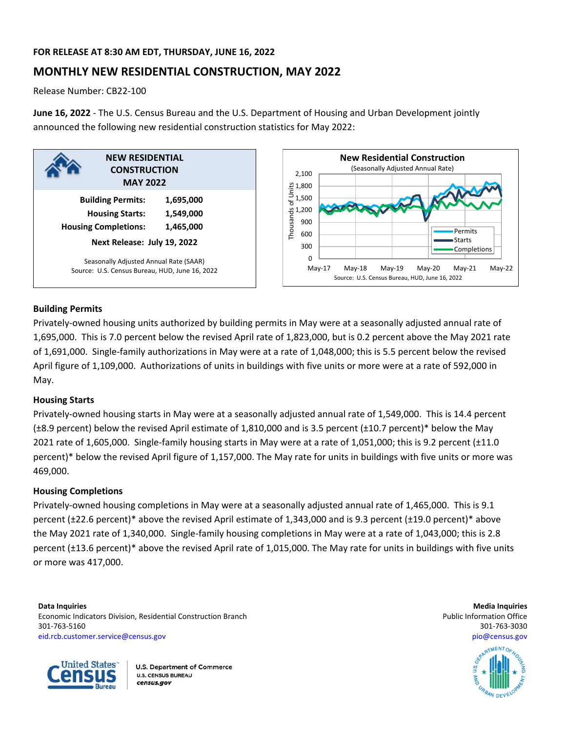**FOR RELEASE AT 8:30 AM EDT, THURSDAY, JUNE 16, 2022**

# MONTHLY NEW RESIDENTIAL CONSTRUCTION, MAY 2022

Release Number: CB22-100

**June 16, 2022** - The U.S. Census Bureau and the U.S. Department of Housing and Urban Development jointly announced the following new residential construction statistics for May 2022:

**NEW RESIDENTIAL CONSTRUCTION MAY 2022**

| | |
|---|---|
| **Building Permits:** | **1,695,000** |
| **Housing Starts:** | **1,549,000** |
| **Housing Completions:** | **1,465,000** |

**Next Release: July 19, 2022**

Seasonally Adjusted Annual Rate (SAAR)
Source: U.S. Census Bureau, HUD, June 16, 2022

**New Residential Construction**
(Seasonally Adjusted Annual Rate)

Source: U.S. Census Bureau, HUD, June 16, 2022

## Building Permits

Privately-owned housing units authorized by building permits in May were at a seasonally adjusted annual rate of 1,695,000. This is 7.0 percent below the revised April rate of 1,823,000, but is 0.2 percent above the May 2021 rate of 1,691,000. Single-family authorizations in May were at a rate of 1,048,000; this is 5.5 percent below the revised April figure of 1,109,000. Authorizations of units in buildings with five units or more were at a rate of 592,000 in May.

## Housing Starts

Privately-owned housing starts in May were at a seasonally adjusted annual rate of 1,549,000. This is 14.4 percent (±8.9 percent) below the revised April estimate of 1,810,000 and is 3.5 percent (±10.7 percent)* below the May 2021 rate of 1,605,000. Single-family housing starts in May were at a rate of 1,051,000; this is 9.2 percent (±11.0 percent)* below the revised April figure of 1,157,000. The May rate for units in buildings with five units or more was 469,000.

## Housing Completions

Privately-owned housing completions in May were at a seasonally adjusted annual rate of 1,465,000. This is 9.1 percent (±22.6 percent)* above the revised April estimate of 1,343,000 and is 9.3 percent (±19.0 percent)* above the May 2021 rate of 1,340,000. Single-family housing completions in May were at a rate of 1,043,000; this is 2.8 percent (±13.6 percent)* above the revised April rate of 1,015,000. The May rate for units in buildings with five units or more was 417,000.

**Data Inquiries**
Economic Indicators Division, Residential Construction Branch
301-763-5160
eid.rcb.customer.service@census.gov

**Media Inquiries**
Public Information Office
301-763-3030
pio@census.gov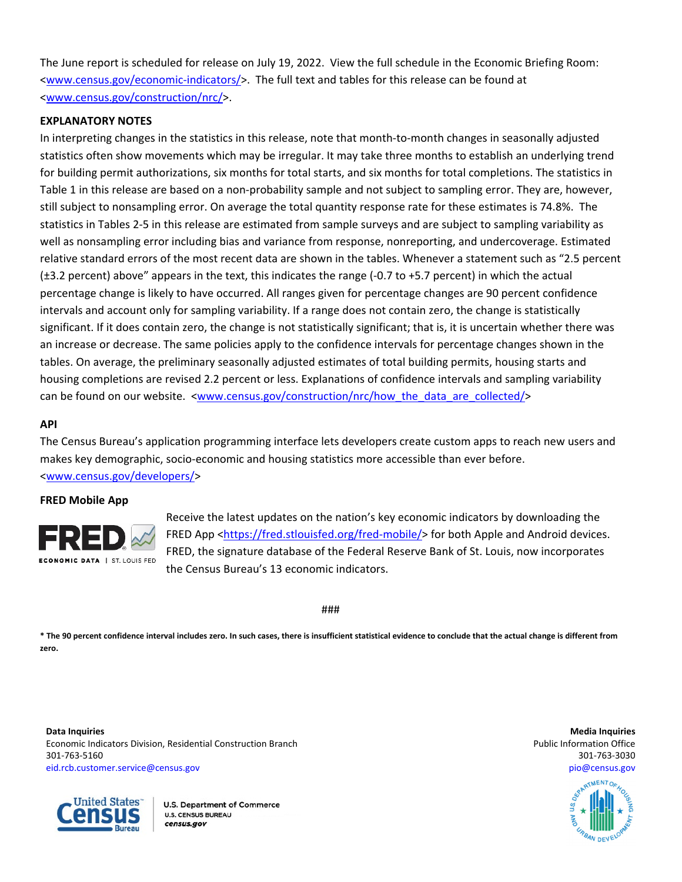The June report is scheduled for release on July 19, 2022. View the full schedule in the Economic Briefing Room: <www.census.gov/economic-indicators/>. The full text and tables for this release can be found at <www.census.gov/construction/nrc/>.

**EXPLANATORY NOTES**

In interpreting changes in the statistics in this release, note that month-to-month changes in seasonally adjusted statistics often show movements which may be irregular. It may take three months to establish an underlying trend for building permit authorizations, six months for total starts, and six months for total completions. The statistics in Table 1 in this release are based on a non-probability sample and not subject to sampling error. They are, however, still subject to nonsampling error. On average the total quantity response rate for these estimates is 74.8%. The statistics in Tables 2-5 in this release are estimated from sample surveys and are subject to sampling variability as well as nonsampling error including bias and variance from response, nonreporting, and undercoverage. Estimated relative standard errors of the most recent data are shown in the tables. Whenever a statement such as "2.5 percent (±3.2 percent) above" appears in the text, this indicates the range (-0.7 to +5.7 percent) in which the actual percentage change is likely to have occurred. All ranges given for percentage changes are 90 percent confidence intervals and account only for sampling variability. If a range does not contain zero, the change is statistically significant. If it does contain zero, the change is not statistically significant; that is, it is uncertain whether there was an increase or decrease. The same policies apply to the confidence intervals for percentage changes shown in the tables. On average, the preliminary seasonally adjusted estimates of total building permits, housing starts and housing completions are revised 2.2 percent or less. Explanations of confidence intervals and sampling variability can be found on our website. <www.census.gov/construction/nrc/how_the_data_are_collected/>

**API**

The Census Bureau's application programming interface lets developers create custom apps to reach new users and makes key demographic, socio-economic and housing statistics more accessible than ever before. <www.census.gov/developers/>

**FRED Mobile App**

Receive the latest updates on the nation's key economic indicators by downloading the FRED App <https://fred.stlouisfed.org/fred-mobile/> for both Apple and Android devices. FRED, the signature database of the Federal Reserve Bank of St. Louis, now incorporates the Census Bureau's 13 economic indicators.

###

**\* The 90 percent confidence interval includes zero. In such cases, there is insufficient statistical evidence to conclude that the actual change is different from zero.**

**Data Inquiries**
Economic Indicators Division, Residential Construction Branch
301-763-5160
eid.rcb.customer.service@census.gov

**Media Inquiries**
Public Information Office
301-763-3030
pio@census.gov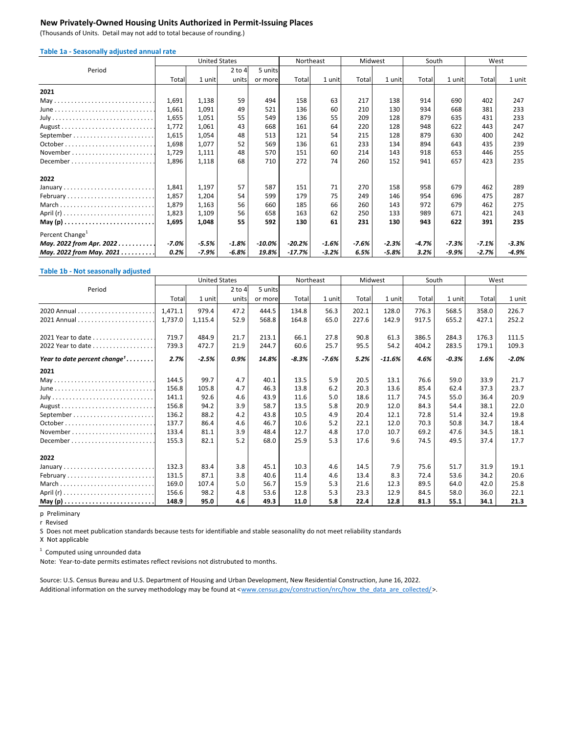## New Privately-Owned Housing Units Authorized in Permit-Issuing Places

(Thousands of Units. Detail may not add to total because of rounding.)

### Table 1a - Seasonally adjusted annual rate

| Period | United States | | | | Northeast | | Midwest | | South | | West | |
|---|---|---|---|---|---|---|---|---|---|---|---|---|
| | Total | 1 unit | 2 to 4 units | 5 units or more | Total | 1 unit | Total | 1 unit | Total | 1 unit | Total | 1 unit |
| **2021** | | | | | | | | | | | | |
| May | 1,691 | 1,138 | 59 | 494 | 158 | 63 | 217 | 138 | 914 | 690 | 402 | 247 |
| June | 1,661 | 1,091 | 49 | 521 | 136 | 60 | 210 | 130 | 934 | 668 | 381 | 233 |
| July | 1,655 | 1,051 | 55 | 549 | 136 | 55 | 209 | 128 | 879 | 635 | 431 | 233 |
| August | 1,772 | 1,061 | 43 | 668 | 161 | 64 | 220 | 128 | 948 | 622 | 443 | 247 |
| September | 1,615 | 1,054 | 48 | 513 | 121 | 54 | 215 | 128 | 879 | 630 | 400 | 242 |
| October | 1,698 | 1,077 | 52 | 569 | 136 | 61 | 233 | 134 | 894 | 643 | 435 | 239 |
| November | 1,729 | 1,111 | 48 | 570 | 151 | 60 | 214 | 143 | 918 | 653 | 446 | 255 |
| December | 1,896 | 1,118 | 68 | 710 | 272 | 74 | 260 | 152 | 941 | 657 | 423 | 235 |
| **2022** | | | | | | | | | | | | |
| January | 1,841 | 1,197 | 57 | 587 | 151 | 71 | 270 | 158 | 958 | 679 | 462 | 289 |
| February | 1,857 | 1,204 | 54 | 599 | 179 | 75 | 249 | 146 | 954 | 696 | 475 | 287 |
| March | 1,879 | 1,163 | 56 | 660 | 185 | 66 | 260 | 143 | 972 | 679 | 462 | 275 |
| April (r) | 1,823 | 1,109 | 56 | 658 | 163 | 62 | 250 | 133 | 989 | 671 | 421 | 243 |
| **May (p)** | **1,695** | **1,048** | **55** | **592** | **130** | **61** | **231** | **130** | **943** | **622** | **391** | **235** |
| Percent Change[1] | | | | | | | | | | | | |
| ***May. 2022 from Apr. 2022*** | *-7.0%* | *-5.5%* | *-1.8%* | *-10.0%* | *-20.2%* | *-1.6%* | *-7.6%* | *-2.3%* | *-4.7%* | *-7.3%* | *-7.1%* | *-3.3%* |
| ***May. 2022 from May. 2021*** | *0.2%* | *-7.9%* | *-6.8%* | *19.8%* | *-17.7%* | *-3.2%* | *6.5%* | *-5.8%* | *3.2%* | *-9.9%* | *-2.7%* | *-4.9%* |

### Table 1b - Not seasonally adjusted

| Period | United States | | | | Northeast | | Midwest | | South | | West | |
|---|---|---|---|---|---|---|---|---|---|---|---|---|
| | Total | 1 unit | 2 to 4 units | 5 units or more | Total | 1 unit | Total | 1 unit | Total | 1 unit | Total | 1 unit |
| 2020 Annual | 1,471.1 | 979.4 | 47.2 | 444.5 | 134.8 | 56.3 | 202.1 | 128.0 | 776.3 | 568.5 | 358.0 | 226.7 |
| 2021 Annual | 1,737.0 | 1,115.4 | 52.9 | 568.8 | 164.8 | 65.0 | 227.6 | 142.9 | 917.5 | 655.2 | 427.1 | 252.2 |
| 2021 Year to date | 719.7 | 484.9 | 21.7 | 213.1 | 66.1 | 27.8 | 90.8 | 61.3 | 386.5 | 284.3 | 176.3 | 111.5 |
| 2022 Year to date | 739.3 | 472.7 | 21.9 | 244.7 | 60.6 | 25.7 | 95.5 | 54.2 | 404.2 | 283.5 | 179.1 | 109.3 |
| ***Year to date percent change[1]*** | ***2.7%*** | ***-2.5%*** | ***0.9%*** | ***14.8%*** | ***-8.3%*** | ***-7.6%*** | ***5.2%*** | ***-11.6%*** | ***4.6%*** | ***-0.3%*** | ***1.6%*** | ***-2.0%*** |
| **2021** | | | | | | | | | | | | |
| May | 144.5 | 99.7 | 4.7 | 40.1 | 13.5 | 5.9 | 20.5 | 13.1 | 76.6 | 59.0 | 33.9 | 21.7 |
| June | 156.8 | 105.8 | 4.7 | 46.3 | 13.8 | 6.2 | 20.3 | 13.6 | 85.4 | 62.4 | 37.3 | 23.7 |
| July | 141.1 | 92.6 | 4.6 | 43.9 | 11.6 | 5.0 | 18.6 | 11.7 | 74.5 | 55.0 | 36.4 | 20.9 |
| August | 156.8 | 94.2 | 3.9 | 58.7 | 13.5 | 5.8 | 20.9 | 12.0 | 84.3 | 54.4 | 38.1 | 22.0 |
| September | 136.2 | 88.2 | 4.2 | 43.8 | 10.5 | 4.9 | 20.4 | 12.1 | 72.8 | 51.4 | 32.4 | 19.8 |
| October | 137.7 | 86.4 | 4.6 | 46.7 | 10.6 | 5.2 | 22.1 | 12.0 | 70.3 | 50.8 | 34.7 | 18.4 |
| November | 133.4 | 81.1 | 3.9 | 48.4 | 12.7 | 4.8 | 17.0 | 10.7 | 69.2 | 47.6 | 34.5 | 18.1 |
| December | 155.3 | 82.1 | 5.2 | 68.0 | 25.9 | 5.3 | 17.6 | 9.6 | 74.5 | 49.5 | 37.4 | 17.7 |
| **2022** | | | | | | | | | | | | |
| January | 132.3 | 83.4 | 3.8 | 45.1 | 10.3 | 4.6 | 14.5 | 7.9 | 75.6 | 51.7 | 31.9 | 19.1 |
| February | 131.5 | 87.1 | 3.8 | 40.6 | 11.4 | 4.6 | 13.4 | 8.3 | 72.4 | 53.6 | 34.2 | 20.6 |
| March | 169.0 | 107.4 | 5.0 | 56.7 | 15.9 | 5.3 | 21.6 | 12.3 | 89.5 | 64.0 | 42.0 | 25.8 |
| April (r) | 156.6 | 98.2 | 4.8 | 53.6 | 12.8 | 5.3 | 23.3 | 12.9 | 84.5 | 58.0 | 36.0 | 22.1 |
| **May (p)** | **148.9** | **95.0** | **4.6** | **49.3** | **11.0** | **5.8** | **22.4** | **12.8** | **81.3** | **55.1** | **34.1** | **21.3** |

p Preliminary

r Revised

S Does not meet publication standards because tests for identifiable and stable seasonalilty do not meet reliability standards

X Not applicable

[1] Computed using unrounded data

Note: Year-to-date permits estimates reflect revisions not distrubuted to months.

Source: U.S. Census Bureau and U.S. Department of Housing and Urban Development, New Residential Construction, June 16, 2022.
Additional information on the survey methodology may be found at <www.census.gov/construction/nrc/how_the_data_are_collected/>.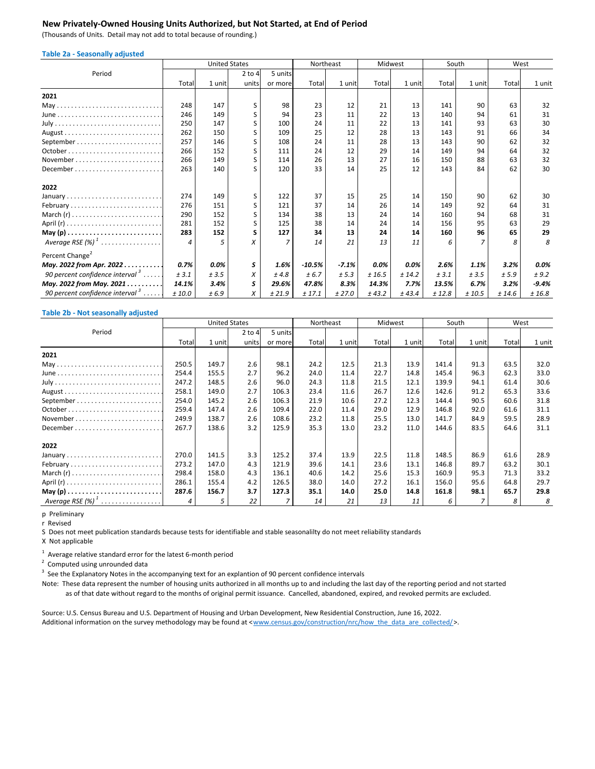## New Privately-Owned Housing Units Authorized, but Not Started, at End of Period

(Thousands of Units. Detail may not add to total because of rounding.)

### Table 2a - Seasonally adjusted

| Period | United States | | | | Northeast | | Midwest | | South | | West | |
|---|---|---|---|---|---|---|---|---|---|---|---|---|
| | Total | 1 unit | 2 to 4 units | 5 units or more | Total | 1 unit | Total | 1 unit | Total | 1 unit | Total | 1 unit |
| **2021** | | | | | | | | | | | | |
| May | 248 | 147 | S | 98 | 23 | 12 | 21 | 13 | 141 | 90 | 63 | 32 |
| June | 246 | 149 | S | 94 | 23 | 11 | 22 | 13 | 140 | 94 | 61 | 31 |
| July | 250 | 147 | S | 100 | 24 | 11 | 22 | 13 | 141 | 93 | 63 | 30 |
| August | 262 | 150 | S | 109 | 25 | 12 | 28 | 13 | 143 | 91 | 66 | 34 |
| September | 257 | 146 | S | 108 | 24 | 11 | 28 | 13 | 143 | 90 | 62 | 32 |
| October | 266 | 152 | S | 111 | 24 | 12 | 29 | 14 | 149 | 94 | 64 | 32 |
| November | 266 | 149 | S | 114 | 26 | 13 | 27 | 16 | 150 | 88 | 63 | 32 |
| December | 263 | 140 | S | 120 | 33 | 14 | 25 | 12 | 143 | 84 | 62 | 30 |
| **2022** | | | | | | | | | | | | |
| January | 274 | 149 | S | 122 | 37 | 15 | 25 | 14 | 150 | 90 | 62 | 30 |
| February | 276 | 151 | S | 121 | 37 | 14 | 26 | 14 | 149 | 92 | 64 | 31 |
| March (r) | 290 | 152 | S | 134 | 38 | 13 | 24 | 14 | 160 | 94 | 68 | 31 |
| April (r) | 281 | 152 | S | 125 | 38 | 14 | 24 | 14 | 156 | 95 | 63 | 29 |
| **May (p)** | **283** | **152** | **S** | **127** | **34** | **13** | **24** | **14** | **160** | **96** | **65** | **29** |
| *Average RSE (%)* [1] | *4* | *5* | *X* | *7* | *14* | *21* | *13* | *11* | *6* | *7* | *8* | *8* |
| Percent Change [2] | | | | | | | | | | | | |
| ***May. 2022 from Apr. 2022*** | ***0.7%*** | ***0.0%*** | ***S*** | ***1.6%*** | ***-10.5%*** | ***-7.1%*** | ***0.0%*** | ***0.0%*** | ***2.6%*** | ***1.1%*** | ***3.2%*** | ***0.0%*** |
| *90 percent confidence interval* [3] | *± 3.1* | *± 3.5* | *X* | *± 4.8* | *± 6.7* | *± 5.3* | *± 16.5* | *± 14.2* | *± 3.1* | *± 3.5* | *± 5.9* | *± 9.2* |
| ***May. 2022 from May. 2021*** | ***14.1%*** | ***3.4%*** | ***S*** | ***29.6%*** | ***47.8%*** | ***8.3%*** | ***14.3%*** | ***7.7%*** | ***13.5%*** | ***6.7%*** | ***3.2%*** | ***-9.4%*** |
| *90 percent confidence interval* [3] | *± 10.0* | *± 6.9* | *X* | *± 21.9* | *± 17.1* | *± 27.0* | *± 43.2* | *± 43.4* | *± 12.8* | *± 10.5* | *± 14.6* | *± 16.8* |

### Table 2b - Not seasonally adjusted

| Period | United States | | | | Northeast | | Midwest | | South | | West | |
|---|---|---|---|---|---|---|---|---|---|---|---|---|
| | Total | 1 unit | 2 to 4 units | 5 units or more | Total | 1 unit | Total | 1 unit | Total | 1 unit | Total | 1 unit |
| **2021** | | | | | | | | | | | | |
| May | 250.5 | 149.7 | 2.6 | 98.1 | 24.2 | 12.5 | 21.3 | 13.9 | 141.4 | 91.3 | 63.5 | 32.0 |
| June | 254.4 | 155.5 | 2.7 | 96.2 | 24.0 | 11.4 | 22.7 | 14.8 | 145.4 | 96.3 | 62.3 | 33.0 |
| July | 247.2 | 148.5 | 2.6 | 96.0 | 24.3 | 11.8 | 21.5 | 12.1 | 139.9 | 94.1 | 61.4 | 30.6 |
| August | 258.1 | 149.0 | 2.7 | 106.3 | 23.4 | 11.6 | 26.7 | 12.6 | 142.6 | 91.2 | 65.3 | 33.6 |
| September | 254.0 | 145.2 | 2.6 | 106.3 | 21.9 | 10.6 | 27.2 | 12.3 | 144.4 | 90.5 | 60.6 | 31.8 |
| October | 259.4 | 147.4 | 2.6 | 109.4 | 22.0 | 11.4 | 29.0 | 12.9 | 146.8 | 92.0 | 61.6 | 31.1 |
| November | 249.9 | 138.7 | 2.6 | 108.6 | 23.2 | 11.8 | 25.5 | 13.0 | 141.7 | 84.9 | 59.5 | 28.9 |
| December | 267.7 | 138.6 | 3.2 | 125.9 | 35.3 | 13.0 | 23.2 | 11.0 | 144.6 | 83.5 | 64.6 | 31.1 |
| **2022** | | | | | | | | | | | | |
| January | 270.0 | 141.5 | 3.3 | 125.2 | 37.4 | 13.9 | 22.5 | 11.8 | 148.5 | 86.9 | 61.6 | 28.9 |
| February | 273.2 | 147.0 | 4.3 | 121.9 | 39.6 | 14.1 | 23.6 | 13.1 | 146.8 | 89.7 | 63.2 | 30.1 |
| March (r) | 298.4 | 158.0 | 4.3 | 136.1 | 40.6 | 14.2 | 25.6 | 15.3 | 160.9 | 95.3 | 71.3 | 33.2 |
| April (r) | 286.1 | 155.4 | 4.2 | 126.5 | 38.0 | 14.0 | 27.2 | 16.1 | 156.0 | 95.6 | 64.8 | 29.7 |
| **May (p)** | **287.6** | **156.7** | **3.7** | **127.3** | **35.1** | **14.0** | **25.0** | **14.8** | **161.8** | **98.1** | **65.7** | **29.8** |
| *Average RSE (%)* [1] | *4* | *5* | *22* | *7* | *14* | *21* | *13* | *11* | *6* | *7* | *8* | *8* |

p Preliminary

r Revised

S Does not meet publication standards because tests for identifiable and stable seasonalilty do not meet reliability standards

X Not applicable

[1] Average relative standard error for the latest 6-month period

[2] Computed using unrounded data

[3] See the Explanatory Notes in the accompanying text for an explantion of 90 percent confidence intervals

Note: These data represent the number of housing units authorized in all months up to and including the last day of the reporting period and not started as of that date without regard to the months of original permit issuance. Cancelled, abandoned, expired, and revoked permits are excluded.

Source: U.S. Census Bureau and U.S. Department of Housing and Urban Development, New Residential Construction, June 16, 2022.
Additional information on the survey methodology may be found at <www.census.gov/construction/nrc/how_the_data_are_collected/>.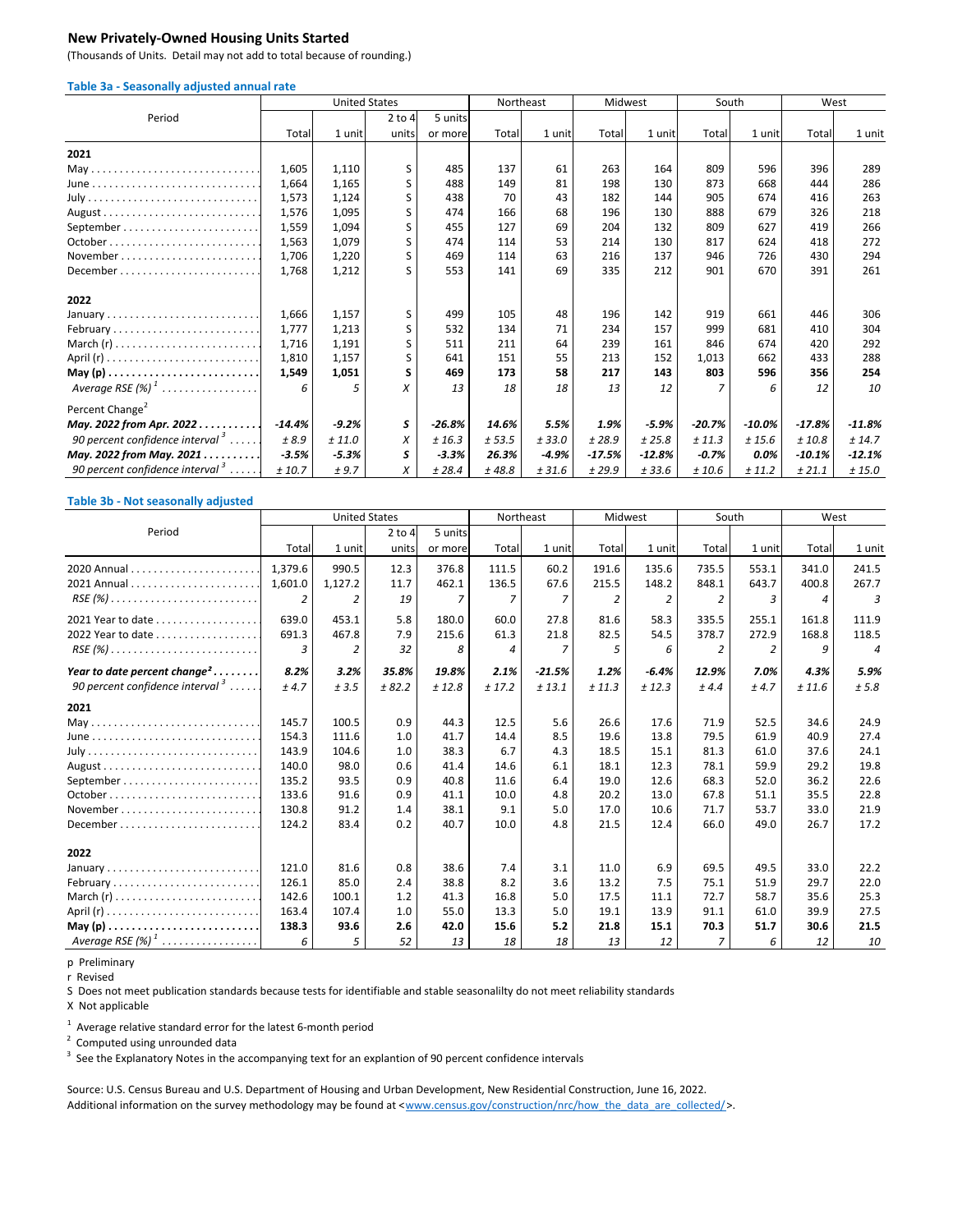## New Privately-Owned Housing Units Started

(Thousands of Units. Detail may not add to total because of rounding.)

### Table 3a - Seasonally adjusted annual rate

| Period | United States | | | | Northeast | | Midwest | | South | | West | |
|---|---|---|---|---|---|---|---|---|---|---|---|---|
| | Total | 1 unit | 2 to 4 units | 5 units or more | Total | 1 unit | Total | 1 unit | Total | 1 unit | Total | 1 unit |
| **2021** | | | | | | | | | | | | |
| May | 1,605 | 1,110 | S | 485 | 137 | 61 | 263 | 164 | 809 | 596 | 396 | 289 |
| June | 1,664 | 1,165 | S | 488 | 149 | 81 | 198 | 130 | 873 | 668 | 444 | 286 |
| July | 1,573 | 1,124 | S | 438 | 70 | 43 | 182 | 144 | 905 | 674 | 416 | 263 |
| August | 1,576 | 1,095 | S | 474 | 166 | 68 | 196 | 130 | 888 | 679 | 326 | 218 |
| September | 1,559 | 1,094 | S | 455 | 127 | 69 | 204 | 132 | 809 | 627 | 419 | 266 |
| October | 1,563 | 1,079 | S | 474 | 114 | 53 | 214 | 130 | 817 | 624 | 418 | 272 |
| November | 1,706 | 1,220 | S | 469 | 114 | 63 | 216 | 137 | 946 | 726 | 430 | 294 |
| December | 1,768 | 1,212 | S | 553 | 141 | 69 | 335 | 212 | 901 | 670 | 391 | 261 |
| **2022** | | | | | | | | | | | | |
| January | 1,666 | 1,157 | S | 499 | 105 | 48 | 196 | 142 | 919 | 661 | 446 | 306 |
| February | 1,777 | 1,213 | S | 532 | 134 | 71 | 234 | 157 | 999 | 681 | 410 | 304 |
| March (r) | 1,716 | 1,191 | S | 511 | 211 | 64 | 239 | 161 | 846 | 674 | 420 | 292 |
| April (r) | 1,810 | 1,157 | S | 641 | 151 | 55 | 213 | 152 | 1,013 | 662 | 433 | 288 |
| **May (p)** | **1,549** | **1,051** | **S** | **469** | **173** | **58** | **217** | **143** | **803** | **596** | **356** | **254** |
| *Average RSE (%)* [1] | *6* | *5* | *X* | *13* | *18* | *18* | *13* | *12* | *7* | *6* | *12* | *10* |
| Percent Change [2] | | | | | | | | | | | | |
| ***May. 2022 from Apr. 2022*** | ***-14.4%*** | ***-9.2%*** | ***S*** | ***-26.8%*** | ***14.6%*** | ***5.5%*** | ***1.9%*** | ***-5.9%*** | ***-20.7%*** | ***-10.0%*** | ***-17.8%*** | ***-11.8%*** |
| *90 percent confidence interval* [3] | *± 8.9* | *± 11.0* | *X* | *± 16.3* | *± 53.5* | *± 33.0* | *± 28.9* | *± 25.8* | *± 11.3* | *± 15.6* | *± 10.8* | *± 14.7* |
| ***May. 2022 from May. 2021*** | ***-3.5%*** | ***-5.3%*** | ***S*** | ***-3.3%*** | ***26.3%*** | ***-4.9%*** | ***-17.5%*** | ***-12.8%*** | ***-0.7%*** | ***0.0%*** | ***-10.1%*** | ***-12.1%*** |
| *90 percent confidence interval* [3] | *± 10.7* | *± 9.7* | *X* | *± 28.4* | *± 48.8* | *± 31.6* | *± 29.9* | *± 33.6* | *± 10.6* | *± 11.2* | *± 21.1* | *± 15.0* |

### Table 3b - Not seasonally adjusted

| Period | United States | | | | Northeast | | Midwest | | South | | West | |
|---|---|---|---|---|---|---|---|---|---|---|---|---|
| | Total | 1 unit | 2 to 4 units | 5 units or more | Total | 1 unit | Total | 1 unit | Total | 1 unit | Total | 1 unit |
| 2020 Annual | 1,379.6 | 990.5 | 12.3 | 376.8 | 111.5 | 60.2 | 191.6 | 135.6 | 735.5 | 553.1 | 341.0 | 241.5 |
| 2021 Annual | 1,601.0 | 1,127.2 | 11.7 | 462.1 | 136.5 | 67.6 | 215.5 | 148.2 | 848.1 | 643.7 | 400.8 | 267.7 |
| *RSE (%)* | *2* | *2* | *19* | *7* | *7* | *7* | *2* | *2* | *2* | *3* | *4* | *3* |
| 2021 Year to date | 639.0 | 453.1 | 5.8 | 180.0 | 60.0 | 27.8 | 81.6 | 58.3 | 335.5 | 255.1 | 161.8 | 111.9 |
| 2022 Year to date | 691.3 | 467.8 | 7.9 | 215.6 | 61.3 | 21.8 | 82.5 | 54.5 | 378.7 | 272.9 | 168.8 | 118.5 |
| *RSE (%)* | *3* | *2* | *32* | *8* | *4* | *7* | *5* | *6* | *2* | *2* | *9* | *4* |
| ***Year to date percent change*** [2] | ***8.2%*** | ***3.2%*** | ***35.8%*** | ***19.8%*** | ***2.1%*** | ***-21.5%*** | ***1.2%*** | ***-6.4%*** | ***12.9%*** | ***7.0%*** | ***4.3%*** | ***5.9%*** |
| *90 percent confidence interval* [3] | *± 4.7* | *± 3.5* | *± 82.2* | *± 12.8* | *± 17.2* | *± 13.1* | *± 11.3* | *± 12.3* | *± 4.4* | *± 4.7* | *± 11.6* | *± 5.8* |
| **2021** | | | | | | | | | | | | |
| May | 145.7 | 100.5 | 0.9 | 44.3 | 12.5 | 5.6 | 26.6 | 17.6 | 71.9 | 52.5 | 34.6 | 24.9 |
| June | 154.3 | 111.6 | 1.0 | 41.7 | 14.4 | 8.5 | 19.6 | 13.8 | 79.5 | 61.9 | 40.9 | 27.4 |
| July | 143.9 | 104.6 | 1.0 | 38.3 | 6.7 | 4.3 | 18.5 | 15.1 | 81.3 | 61.0 | 37.6 | 24.1 |
| August | 140.0 | 98.0 | 0.6 | 41.4 | 14.6 | 6.1 | 18.1 | 12.3 | 78.1 | 59.9 | 29.2 | 19.8 |
| September | 135.2 | 93.5 | 0.9 | 40.8 | 11.6 | 6.4 | 19.0 | 12.6 | 68.3 | 52.0 | 36.2 | 22.6 |
| October | 133.6 | 91.6 | 0.9 | 41.1 | 10.0 | 4.8 | 20.2 | 13.0 | 67.8 | 51.1 | 35.5 | 22.8 |
| November | 130.8 | 91.2 | 1.4 | 38.1 | 9.1 | 5.0 | 17.0 | 10.6 | 71.7 | 53.7 | 33.0 | 21.9 |
| December | 124.2 | 83.4 | 0.2 | 40.7 | 10.0 | 4.8 | 21.5 | 12.4 | 66.0 | 49.0 | 26.7 | 17.2 |
| **2022** | | | | | | | | | | | | |
| January | 121.0 | 81.6 | 0.8 | 38.6 | 7.4 | 3.1 | 11.0 | 6.9 | 69.5 | 49.5 | 33.0 | 22.2 |
| February | 126.1 | 85.0 | 2.4 | 38.8 | 8.2 | 3.6 | 13.2 | 7.5 | 75.1 | 51.9 | 29.7 | 22.0 |
| March (r) | 142.6 | 100.1 | 1.2 | 41.3 | 16.8 | 5.0 | 17.5 | 11.1 | 72.7 | 58.7 | 35.6 | 25.3 |
| April (r) | 163.4 | 107.4 | 1.0 | 55.0 | 13.3 | 5.0 | 19.1 | 13.9 | 91.1 | 61.0 | 39.9 | 27.5 |
| **May (p)** | **138.3** | **93.6** | **2.6** | **42.0** | **15.6** | **5.2** | **21.8** | **15.1** | **70.3** | **51.7** | **30.6** | **21.5** |
| *Average RSE (%)* [1] | *6* | *5* | *52* | *13* | *18* | *18* | *13* | *12* | *7* | *6* | *12* | *10* |

p Preliminary

r Revised

S Does not meet publication standards because tests for identifiable and stable seasonalilty do not meet reliability standards

X Not applicable

[1] Average relative standard error for the latest 6-month period

[2] Computed using unrounded data

[3] See the Explanatory Notes in the accompanying text for an explantion of 90 percent confidence intervals

Source: U.S. Census Bureau and U.S. Department of Housing and Urban Development, New Residential Construction, June 16, 2022.
Additional information on the survey methodology may be found at <www.census.gov/construction/nrc/how_the_data_are_collected/>.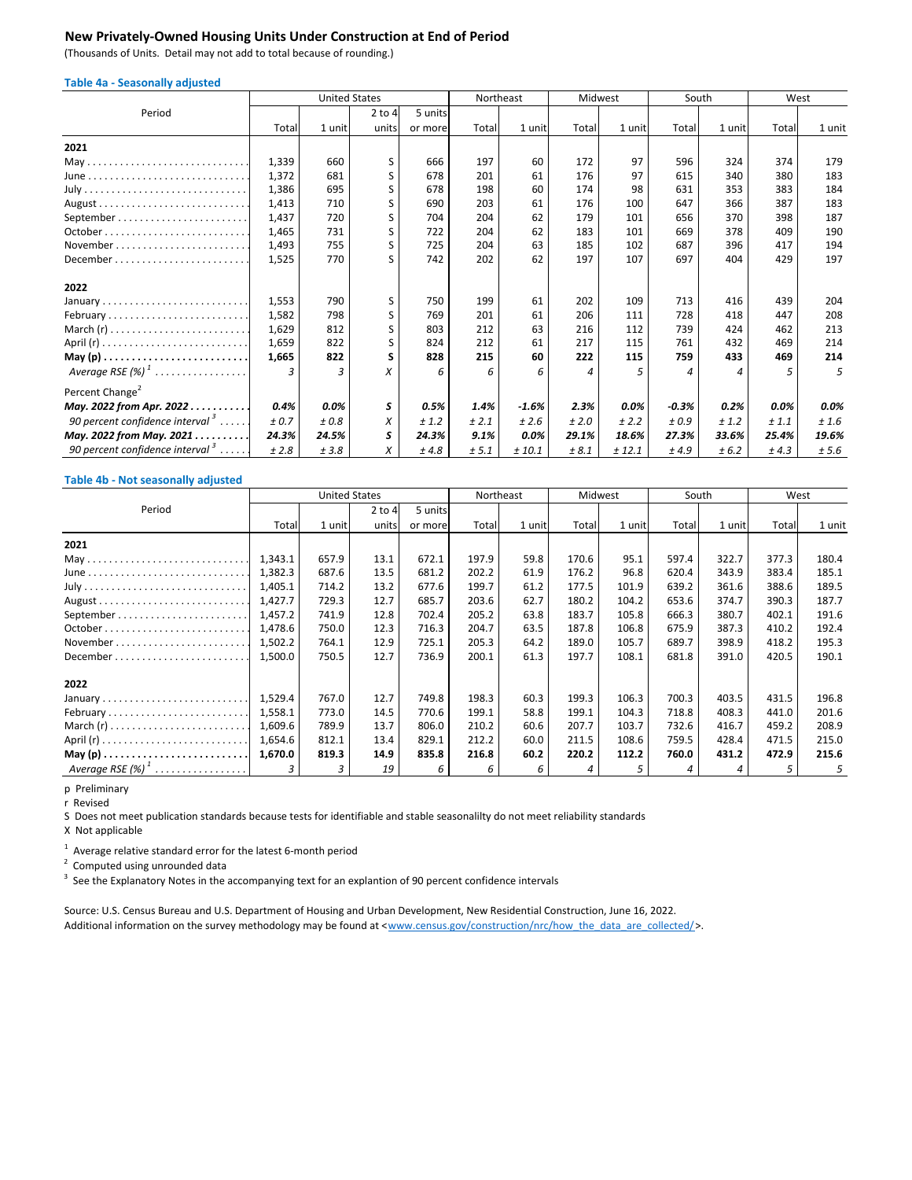## New Privately-Owned Housing Units Under Construction at End of Period

(Thousands of Units. Detail may not add to total because of rounding.)

### Table 4a - Seasonally adjusted

| Period | United States | | | | Northeast | | Midwest | | South | | West | |
|---|---|---|---|---|---|---|---|---|---|---|---|---|
| | Total | 1 unit | 2 to 4 units | 5 units or more | Total | 1 unit | Total | 1 unit | Total | 1 unit | Total | 1 unit |
| **2021** | | | | | | | | | | | | |
| May | 1,339 | 660 | S | 666 | 197 | 60 | 172 | 97 | 596 | 324 | 374 | 179 |
| June | 1,372 | 681 | S | 678 | 201 | 61 | 176 | 97 | 615 | 340 | 380 | 183 |
| July | 1,386 | 695 | S | 678 | 198 | 60 | 174 | 98 | 631 | 353 | 383 | 184 |
| August | 1,413 | 710 | S | 690 | 203 | 61 | 176 | 100 | 647 | 366 | 387 | 183 |
| September | 1,437 | 720 | S | 704 | 204 | 62 | 179 | 101 | 656 | 370 | 398 | 187 |
| October | 1,465 | 731 | S | 722 | 204 | 62 | 183 | 101 | 669 | 378 | 409 | 190 |
| November | 1,493 | 755 | S | 725 | 204 | 63 | 185 | 102 | 687 | 396 | 417 | 194 |
| December | 1,525 | 770 | S | 742 | 202 | 62 | 197 | 107 | 697 | 404 | 429 | 197 |
| **2022** | | | | | | | | | | | | |
| January | 1,553 | 790 | S | 750 | 199 | 61 | 202 | 109 | 713 | 416 | 439 | 204 |
| February | 1,582 | 798 | S | 769 | 201 | 61 | 206 | 111 | 728 | 418 | 447 | 208 |
| March (r) | 1,629 | 812 | S | 803 | 212 | 63 | 216 | 112 | 739 | 424 | 462 | 213 |
| April (r) | 1,659 | 822 | S | 824 | 212 | 61 | 217 | 115 | 761 | 432 | 469 | 214 |
| **May (p)** | **1,665** | **822** | **S** | **828** | **215** | **60** | **222** | **115** | **759** | **433** | **469** | **214** |
| *Average RSE (%)* [1] | *3* | *3* | *X* | *6* | *6* | *6* | *4* | *5* | *4* | *4* | *5* | *5* |
| Percent Change [2] | | | | | | | | | | | | |
| ***May. 2022 from Apr. 2022*** | ***0.4%*** | ***0.0%*** | ***S*** | ***0.5%*** | ***1.4%*** | ***-1.6%*** | ***2.3%*** | ***0.0%*** | ***-0.3%*** | ***0.2%*** | ***0.0%*** | ***0.0%*** |
| *90 percent confidence interval* [3] | *± 0.7* | *± 0.8* | *X* | *± 1.2* | *± 2.1* | *± 2.6* | *± 2.0* | *± 2.2* | *± 0.9* | *± 1.2* | *± 1.1* | *± 1.6* |
| ***May. 2022 from May. 2021*** | ***24.3%*** | ***24.5%*** | ***S*** | ***24.3%*** | ***9.1%*** | ***0.0%*** | ***29.1%*** | ***18.6%*** | ***27.3%*** | ***33.6%*** | ***25.4%*** | ***19.6%*** |
| *90 percent confidence interval* [3] | *± 2.8* | *± 3.8* | *X* | *± 4.8* | *± 5.1* | *± 10.1* | *± 8.1* | *± 12.1* | *± 4.9* | *± 6.2* | *± 4.3* | *± 5.6* |

### Table 4b - Not seasonally adjusted

| Period | United States | | | | Northeast | | Midwest | | South | | West | |
|---|---|---|---|---|---|---|---|---|---|---|---|---|
| | Total | 1 unit | 2 to 4 units | 5 units or more | Total | 1 unit | Total | 1 unit | Total | 1 unit | Total | 1 unit |
| **2021** | | | | | | | | | | | | |
| May | 1,343.1 | 657.9 | 13.1 | 672.1 | 197.9 | 59.8 | 170.6 | 95.1 | 597.4 | 322.7 | 377.3 | 180.4 |
| June | 1,382.3 | 687.6 | 13.5 | 681.2 | 202.2 | 61.9 | 176.2 | 96.8 | 620.4 | 343.9 | 383.4 | 185.1 |
| July | 1,405.1 | 714.2 | 13.2 | 677.6 | 199.7 | 61.2 | 177.5 | 101.9 | 639.2 | 361.6 | 388.6 | 189.5 |
| August | 1,427.7 | 729.3 | 12.7 | 685.7 | 203.6 | 62.7 | 180.2 | 104.2 | 653.6 | 374.7 | 390.3 | 187.7 |
| September | 1,457.2 | 741.9 | 12.8 | 702.4 | 205.2 | 63.8 | 183.7 | 105.8 | 666.3 | 380.7 | 402.1 | 191.6 |
| October | 1,478.6 | 750.0 | 12.3 | 716.3 | 204.7 | 63.5 | 187.8 | 106.8 | 675.9 | 387.3 | 410.2 | 192.4 |
| November | 1,502.2 | 764.1 | 12.9 | 725.1 | 205.3 | 64.2 | 189.0 | 105.7 | 689.7 | 398.9 | 418.2 | 195.3 |
| December | 1,500.0 | 750.5 | 12.7 | 736.9 | 200.1 | 61.3 | 197.7 | 108.1 | 681.8 | 391.0 | 420.5 | 190.1 |
| **2022** | | | | | | | | | | | | |
| January | 1,529.4 | 767.0 | 12.7 | 749.8 | 198.3 | 60.3 | 199.3 | 106.3 | 700.3 | 403.5 | 431.5 | 196.8 |
| February | 1,558.1 | 773.0 | 14.5 | 770.6 | 199.1 | 58.8 | 199.1 | 104.3 | 718.8 | 408.3 | 441.0 | 201.6 |
| March (r) | 1,609.6 | 789.9 | 13.7 | 806.0 | 210.2 | 60.6 | 207.7 | 103.7 | 732.6 | 416.7 | 459.2 | 208.9 |
| April (r) | 1,654.6 | 812.1 | 13.4 | 829.1 | 212.2 | 60.0 | 211.5 | 108.6 | 759.5 | 428.4 | 471.5 | 215.0 |
| **May (p)** | **1,670.0** | **819.3** | **14.9** | **835.8** | **216.8** | **60.2** | **220.2** | **112.2** | **760.0** | **431.2** | **472.9** | **215.6** |
| *Average RSE (%)* [1] | *3* | *3* | *19* | *6* | *6* | *6* | *4* | *5* | *4* | *4* | *5* | *5* |

p Preliminary

r Revised

S Does not meet publication standards because tests for identifiable and stable seasonalilty do not meet reliability standards

X Not applicable

[1] Average relative standard error for the latest 6-month period

[2] Computed using unrounded data

[3] See the Explanatory Notes in the accompanying text for an explantion of 90 percent confidence intervals

Source: U.S. Census Bureau and U.S. Department of Housing and Urban Development, New Residential Construction, June 16, 2022.
Additional information on the survey methodology may be found at <www.census.gov/construction/nrc/how_the_data_are_collected/>.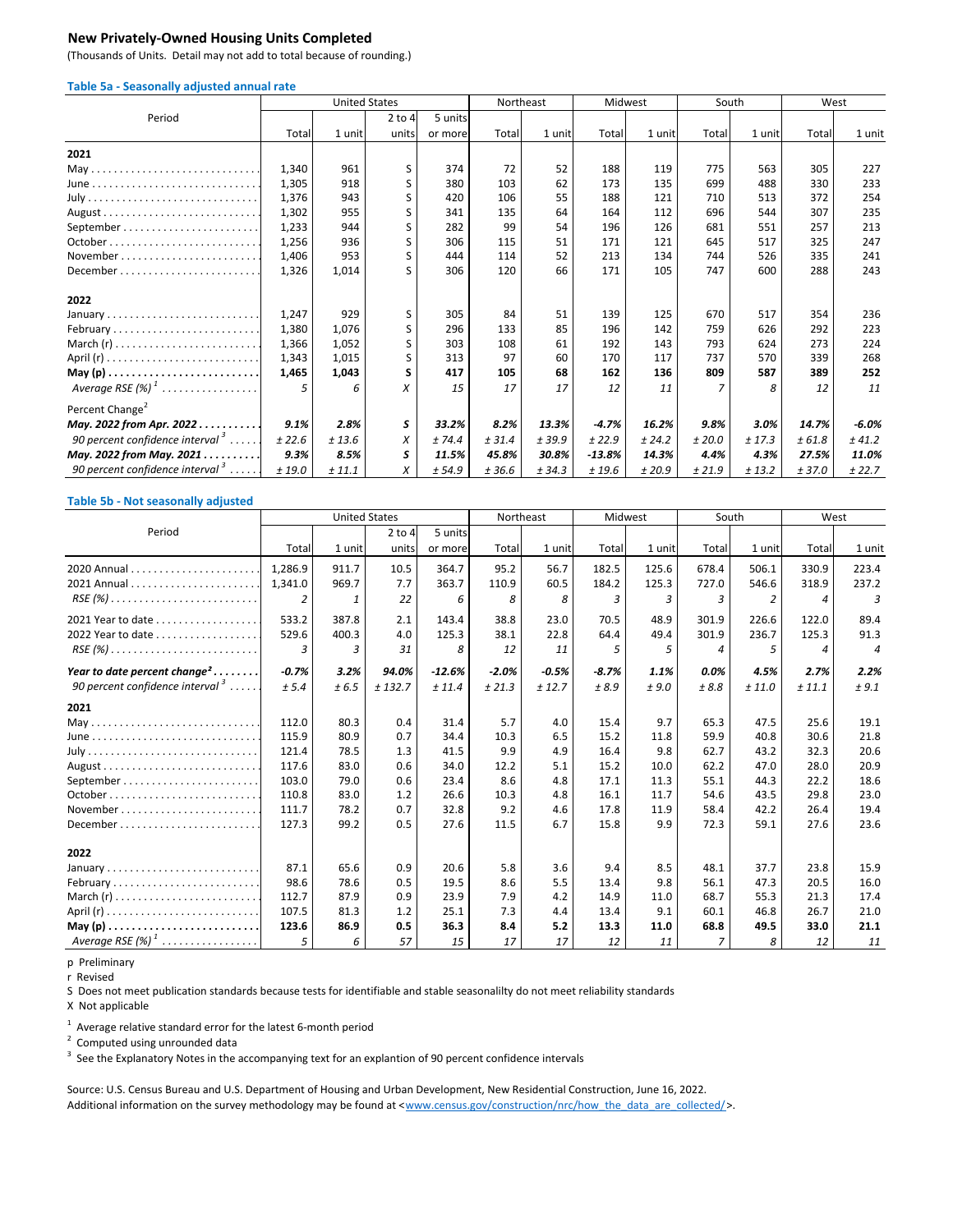## New Privately-Owned Housing Units Completed

(Thousands of Units. Detail may not add to total because of rounding.)

### Table 5a - Seasonally adjusted annual rate

| Period | United States | | | | Northeast | | Midwest | | South | | West | |
|---|---|---|---|---|---|---|---|---|---|---|---|---|
| | Total | 1 unit | 2 to 4 units | 5 units or more | Total | 1 unit | Total | 1 unit | Total | 1 unit | Total | 1 unit |
| **2021** | | | | | | | | | | | | |
| May | 1,340 | 961 | S | 374 | 72 | 52 | 188 | 119 | 775 | 563 | 305 | 227 |
| June | 1,305 | 918 | S | 380 | 103 | 62 | 173 | 135 | 699 | 488 | 330 | 233 |
| July | 1,376 | 943 | S | 420 | 106 | 55 | 188 | 121 | 710 | 513 | 372 | 254 |
| August | 1,302 | 955 | S | 341 | 135 | 64 | 164 | 112 | 696 | 544 | 307 | 235 |
| September | 1,233 | 944 | S | 282 | 99 | 54 | 196 | 126 | 681 | 551 | 257 | 213 |
| October | 1,256 | 936 | S | 306 | 115 | 51 | 171 | 121 | 645 | 517 | 325 | 247 |
| November | 1,406 | 953 | S | 444 | 114 | 52 | 213 | 134 | 744 | 526 | 335 | 241 |
| December | 1,326 | 1,014 | S | 306 | 120 | 66 | 171 | 105 | 747 | 600 | 288 | 243 |
| **2022** | | | | | | | | | | | | |
| January | 1,247 | 929 | S | 305 | 84 | 51 | 139 | 125 | 670 | 517 | 354 | 236 |
| February | 1,380 | 1,076 | S | 296 | 133 | 85 | 196 | 142 | 759 | 626 | 292 | 223 |
| March (r) | 1,366 | 1,052 | S | 303 | 108 | 61 | 192 | 143 | 793 | 624 | 273 | 224 |
| April (r) | 1,343 | 1,015 | S | 313 | 97 | 60 | 170 | 117 | 737 | 570 | 339 | 268 |
| **May (p)** | **1,465** | **1,043** | **S** | **417** | **105** | **68** | **162** | **136** | **809** | **587** | **389** | **252** |
| *Average RSE (%)* [1] | *5* | *6* | *X* | *15* | *17* | *17* | *12* | *11* | *7* | *8* | *12* | *11* |
| Percent Change[2] | | | | | | | | | | | | |
| ***May. 2022 from Apr. 2022*** | ***9.1%*** | ***2.8%*** | ***S*** | ***33.2%*** | ***8.2%*** | ***13.3%*** | ***-4.7%*** | ***16.2%*** | ***9.8%*** | ***3.0%*** | ***14.7%*** | ***-6.0%*** |
| *90 percent confidence interval* [3] | *± 22.6* | *± 13.6* | *X* | *± 74.4* | *± 31.4* | *± 39.9* | *± 22.9* | *± 24.2* | *± 20.0* | *± 17.3* | *± 61.8* | *± 41.2* |
| ***May. 2022 from May. 2021*** | ***9.3%*** | ***8.5%*** | ***S*** | ***11.5%*** | ***45.8%*** | ***30.8%*** | ***-13.8%*** | ***14.3%*** | ***4.4%*** | ***4.3%*** | ***27.5%*** | ***11.0%*** |
| *90 percent confidence interval* [3] | *± 19.0* | *± 11.1* | *X* | *± 54.9* | *± 36.6* | *± 34.3* | *± 19.6* | *± 20.9* | *± 21.9* | *± 13.2* | *± 37.0* | *± 22.7* |

### Table 5b - Not seasonally adjusted

| Period | United States | | | | Northeast | | Midwest | | South | | West | |
|---|---|---|---|---|---|---|---|---|---|---|---|---|
| | Total | 1 unit | 2 to 4 units | 5 units or more | Total | 1 unit | Total | 1 unit | Total | 1 unit | Total | 1 unit |
| 2020 Annual | 1,286.9 | 911.7 | 10.5 | 364.7 | 95.2 | 56.7 | 182.5 | 125.6 | 678.4 | 506.1 | 330.9 | 223.4 |
| 2021 Annual | 1,341.0 | 969.7 | 7.7 | 363.7 | 110.9 | 60.5 | 184.2 | 125.3 | 727.0 | 546.6 | 318.9 | 237.2 |
| *RSE (%)* | *2* | *1* | *22* | *6* | *8* | *8* | *3* | *3* | *3* | *2* | *4* | *3* |
| 2021 Year to date | 533.2 | 387.8 | 2.1 | 143.4 | 38.8 | 23.0 | 70.5 | 48.9 | 301.9 | 226.6 | 122.0 | 89.4 |
| 2022 Year to date | 529.6 | 400.3 | 4.0 | 125.3 | 38.1 | 22.8 | 64.4 | 49.4 | 301.9 | 236.7 | 125.3 | 91.3 |
| *RSE (%)* | *3* | *3* | *31* | *8* | *12* | *11* | *5* | *5* | *4* | *5* | *4* | *4* |
| ***Year to date percent change*** [2] | ***-0.7%*** | ***3.2%*** | ***94.0%*** | ***-12.6%*** | ***-2.0%*** | ***-0.5%*** | ***-8.7%*** | ***1.1%*** | ***0.0%*** | ***4.5%*** | ***2.7%*** | ***2.2%*** |
| *90 percent confidence interval* [3] | *± 5.4* | *± 6.5* | *± 132.7* | *± 11.4* | *± 21.3* | *± 12.7* | *± 8.9* | *± 9.0* | *± 8.8* | *± 11.0* | *± 11.1* | *± 9.1* |
| **2021** | | | | | | | | | | | | |
| May | 112.0 | 80.3 | 0.4 | 31.4 | 5.7 | 4.0 | 15.4 | 9.7 | 65.3 | 47.5 | 25.6 | 19.1 |
| June | 115.9 | 80.9 | 0.7 | 34.4 | 10.3 | 6.5 | 15.2 | 11.8 | 59.9 | 40.8 | 30.6 | 21.8 |
| July | 121.4 | 78.5 | 1.3 | 41.5 | 9.9 | 4.9 | 16.4 | 9.8 | 62.7 | 43.2 | 32.3 | 20.6 |
| August | 117.6 | 83.0 | 0.6 | 34.0 | 12.2 | 5.1 | 15.2 | 10.0 | 62.2 | 47.0 | 28.0 | 20.9 |
| September | 103.0 | 79.0 | 0.6 | 23.4 | 8.6 | 4.8 | 17.1 | 11.3 | 55.1 | 44.3 | 22.2 | 18.6 |
| October | 110.8 | 83.0 | 1.2 | 26.6 | 10.3 | 4.8 | 16.1 | 11.7 | 54.6 | 43.5 | 29.8 | 23.0 |
| November | 111.7 | 78.2 | 0.7 | 32.8 | 9.2 | 4.6 | 17.8 | 11.9 | 58.4 | 42.2 | 26.4 | 19.4 |
| December | 127.3 | 99.2 | 0.5 | 27.6 | 11.5 | 6.7 | 15.8 | 9.9 | 72.3 | 59.1 | 27.6 | 23.6 |
| **2022** | | | | | | | | | | | | |
| January | 87.1 | 65.6 | 0.9 | 20.6 | 5.8 | 3.6 | 9.4 | 8.5 | 48.1 | 37.7 | 23.8 | 15.9 |
| February | 98.6 | 78.6 | 0.5 | 19.5 | 8.6 | 5.5 | 13.4 | 9.8 | 56.1 | 47.3 | 20.5 | 16.0 |
| March (r) | 112.7 | 87.9 | 0.9 | 23.9 | 7.9 | 4.2 | 14.9 | 11.0 | 68.7 | 55.3 | 21.3 | 17.4 |
| April (r) | 107.5 | 81.3 | 1.2 | 25.1 | 7.3 | 4.4 | 13.4 | 9.1 | 60.1 | 46.8 | 26.7 | 21.0 |
| **May (p)** | **123.6** | **86.9** | **0.5** | **36.3** | **8.4** | **5.2** | **13.3** | **11.0** | **68.8** | **49.5** | **33.0** | **21.1** |
| *Average RSE (%)* [1] | *5* | *6* | *57* | *15* | *17* | *17* | *12* | *11* | *7* | *8* | *12* | *11* |

p Preliminary
r Revised
S Does not meet publication standards because tests for identifiable and stable seasonalilty do not meet reliability standards
X Not applicable

[1] Average relative standard error for the latest 6-month period
[2] Computed using unrounded data
[3] See the Explanatory Notes in the accompanying text for an explantion of 90 percent confidence intervals

Source: U.S. Census Bureau and U.S. Department of Housing and Urban Development, New Residential Construction, June 16, 2022.
Additional information on the survey methodology may be found at <www.census.gov/construction/nrc/how_the_data_are_collected/>.